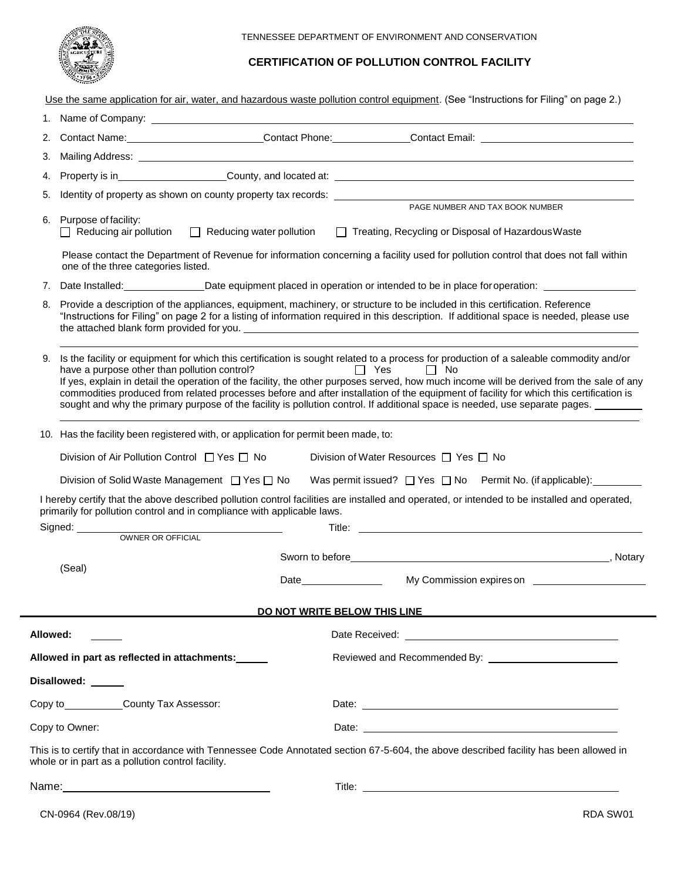TENNESSEE DEPARTMENT OF ENVIRONMENT AND CONSERVATION

# CERTIFICATION OF POLLUTION CONTROL FACILITY

Use the same application for air, water, and hazardous waste pollution control equipment. (See "Instructions for Filing" on page 2.)

1. Name of Company: ______________________________
2. Contact Name: ______________ Contact Phone: ______________ Contact Email: ______________
3. Mailing Address: ______________________________
4. Property is in ______________ County, and located at: ______________________________
5. Identity of property as shown on county property tax records: ______________________________
   PAGE NUMBER AND TAX BOOK NUMBER
6. Purpose of facility:
   ☐ Reducing air pollution ☐ Reducing water pollution ☐ Treating, Recycling or Disposal of Hazardous Waste

   Please contact the Department of Revenue for information concerning a facility used for pollution control that does not fall within one of the three categories listed.
7. Date Installed: ______________ Date equipment placed in operation or intended to be in place for operation: ______________
8. Provide a description of the appliances, equipment, machinery, or structure to be included in this certification. Reference "Instructions for Filing" on page 2 for a listing of information required in this description. If additional space is needed, please use the attached blank form provided for you. ______________________________
9. Is the facility or equipment for which this certification is sought related to a process for production of a saleable commodity and/or have a purpose other than pollution control? ☐ Yes ☐ No
   If yes, explain in detail the operation of the facility, the other purposes served, how much income will be derived from the sale of any commodities produced from related processes before and after installation of the equipment of facility for which this certification is sought and why the primary purpose of the facility is pollution control. If additional space is needed, use separate pages. ______________
10. Has the facility been registered with, or application for permit been made, to:

    Division of Air Pollution Control ☐ Yes ☐ No    Division of Water Resources ☐ Yes ☐ No

    Division of Solid Waste Management ☐ Yes ☐ No    Was permit issued? ☐ Yes ☐ No    Permit No. (if applicable): ______________

I hereby certify that the above described pollution control facilities are installed and operated, or intended to be installed and operated, primarily for pollution control and in compliance with applicable laws.

Signed: ______________________________ Title: ______________________________
OWNER OR OFFICIAL

Sworn to before ______________________________, Notary

(Seal)

Date ______________ My Commission expires on ______________

**DO NOT WRITE BELOW THIS LINE**

**Allowed:** ______ Date Received: ______________________________

**Allowed in part as reflected in attachments:** ______ Reviewed and Recommended By: ______________________________

**Disallowed:** ______

Copy to ______________ County Tax Assessor: Date: ______________________________

Copy to Owner: Date: ______________________________

This is to certify that in accordance with Tennessee Code Annotated section 67-5-604, the above described facility has been allowed in whole or in part as a pollution control facility.

Name: ______________________________ Title: ______________________________

CN-0964 (Rev.08/19) RDA SW01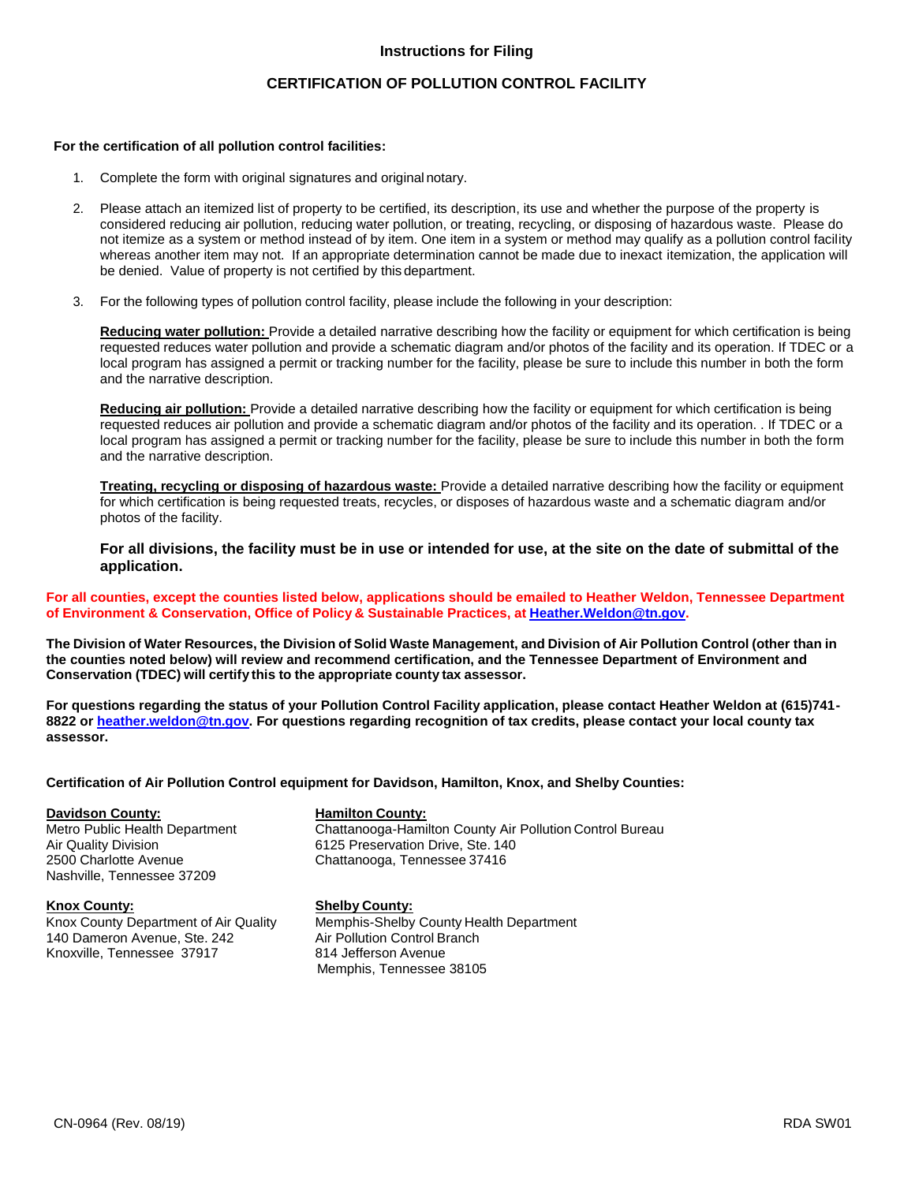## Instructions for Filing

## CERTIFICATION OF POLLUTION CONTROL FACILITY

**For the certification of all pollution control facilities:**

1. Complete the form with original signatures and original notary.

2. Please attach an itemized list of property to be certified, its description, its use and whether the purpose of the property is considered reducing air pollution, reducing water pollution, or treating, recycling, or disposing of hazardous waste. Please do not itemize as a system or method instead of by item. One item in a system or method may qualify as a pollution control facility whereas another item may not. If an appropriate determination cannot be made due to inexact itemization, the application will be denied. Value of property is not certified by this department.

3. For the following types of pollution control facility, please include the following in your description:

   **Reducing water pollution:** Provide a detailed narrative describing how the facility or equipment for which certification is being requested reduces water pollution and provide a schematic diagram and/or photos of the facility and its operation. If TDEC or a local program has assigned a permit or tracking number for the facility, please be sure to include this number in both the form and the narrative description.

   **Reducing air pollution:** Provide a detailed narrative describing how the facility or equipment for which certification is being requested reduces air pollution and provide a schematic diagram and/or photos of the facility and its operation. . If TDEC or a local program has assigned a permit or tracking number for the facility, please be sure to include this number in both the form and the narrative description.

   **Treating, recycling or disposing of hazardous waste:** Provide a detailed narrative describing how the facility or equipment for which certification is being requested treats, recycles, or disposes of hazardous waste and a schematic diagram and/or photos of the facility.

   **For all divisions, the facility must be in use or intended for use, at the site on the date of submittal of the application.**

**For all counties, except the counties listed below, applications should be emailed to Heather Weldon, Tennessee Department of Environment & Conservation, Office of Policy & Sustainable Practices, at Heather.Weldon@tn.gov.**

**The Division of Water Resources, the Division of Solid Waste Management, and Division of Air Pollution Control (other than in the counties noted below) will review and recommend certification, and the Tennessee Department of Environment and Conservation (TDEC) will certify this to the appropriate county tax assessor.**

**For questions regarding the status of your Pollution Control Facility application, please contact Heather Weldon at (615)741-8822 or heather.weldon@tn.gov. For questions regarding recognition of tax credits, please contact your local county tax assessor.**

**Certification of Air Pollution Control equipment for Davidson, Hamilton, Knox, and Shelby Counties:**

**Davidson County:**
Metro Public Health Department
Air Quality Division
2500 Charlotte Avenue
Nashville, Tennessee 37209

**Hamilton County:**
Chattanooga-Hamilton County Air Pollution Control Bureau
6125 Preservation Drive, Ste. 140
Chattanooga, Tennessee 37416

**Knox County:**
Knox County Department of Air Quality
140 Dameron Avenue, Ste. 242
Knoxville, Tennessee 37917

**Shelby County:**
Memphis-Shelby County Health Department
Air Pollution Control Branch
814 Jefferson Avenue
Memphis, Tennessee 38105

CN-0964 (Rev. 08/19) RDA SW01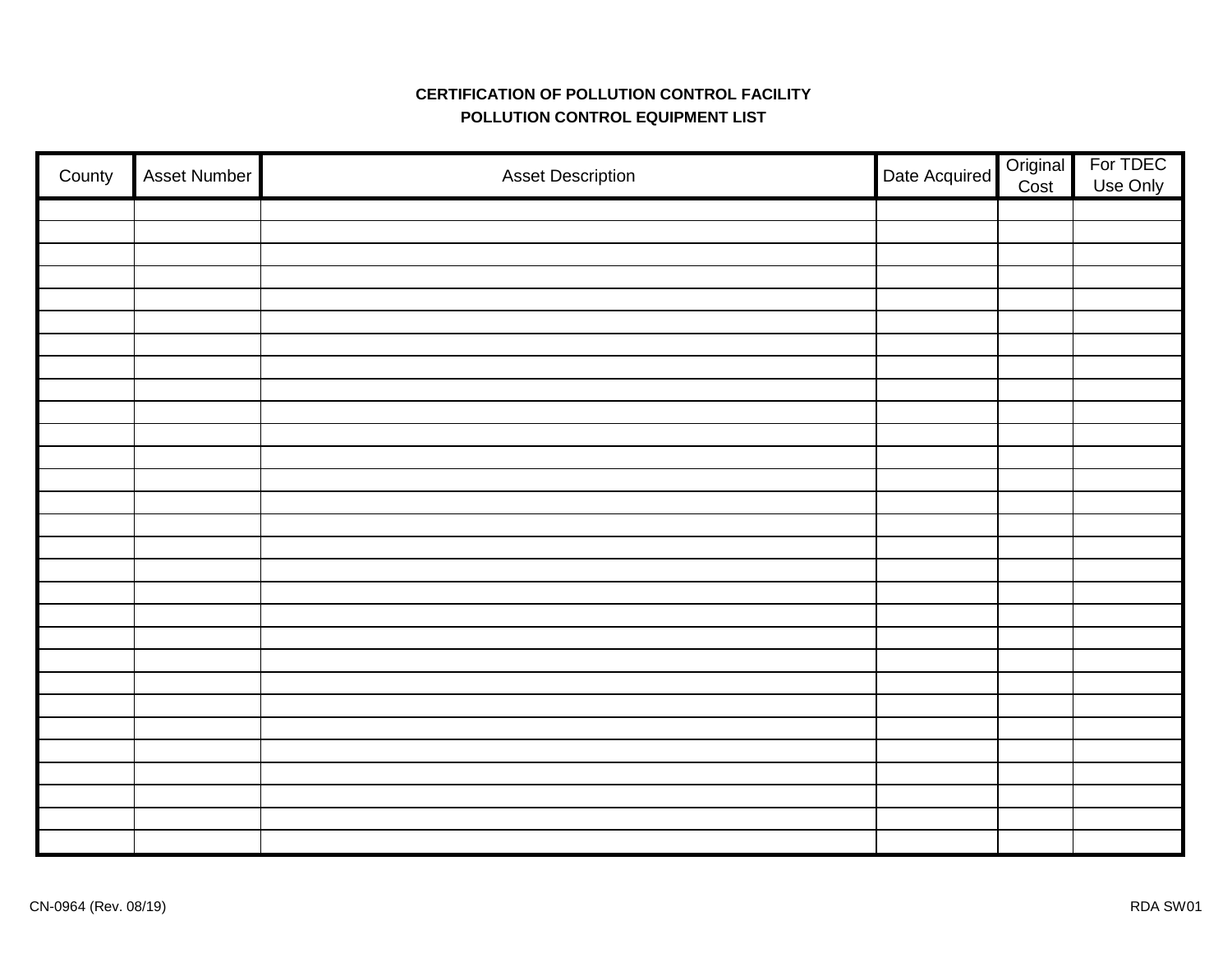**CERTIFICATION OF POLLUTION CONTROL FACILITY**

**POLLUTION CONTROL EQUIPMENT LIST**

| County | Asset Number | Asset Description | Date Acquired | Original Cost | For TDEC Use Only |
|---|---|---|---|---|---|
| | | | | | |
| | | | | | |
| | | | | | |
| | | | | | |
| | | | | | |
| | | | | | |
| | | | | | |
| | | | | | |
| | | | | | |
| | | | | | |
| | | | | | |
| | | | | | |
| | | | | | |
| | | | | | |
| | | | | | |
| | | | | | |
| | | | | | |
| | | | | | |
| | | | | | |
| | | | | | |
| | | | | | |
| | | | | | |
| | | | | | |
| | | | | | |
| | | | | | |
| | | | | | |
| | | | | | |
| | | | | | |
| | | | | | |
| | | | | | |

CN-0964 (Rev. 08/19) RDA SW01